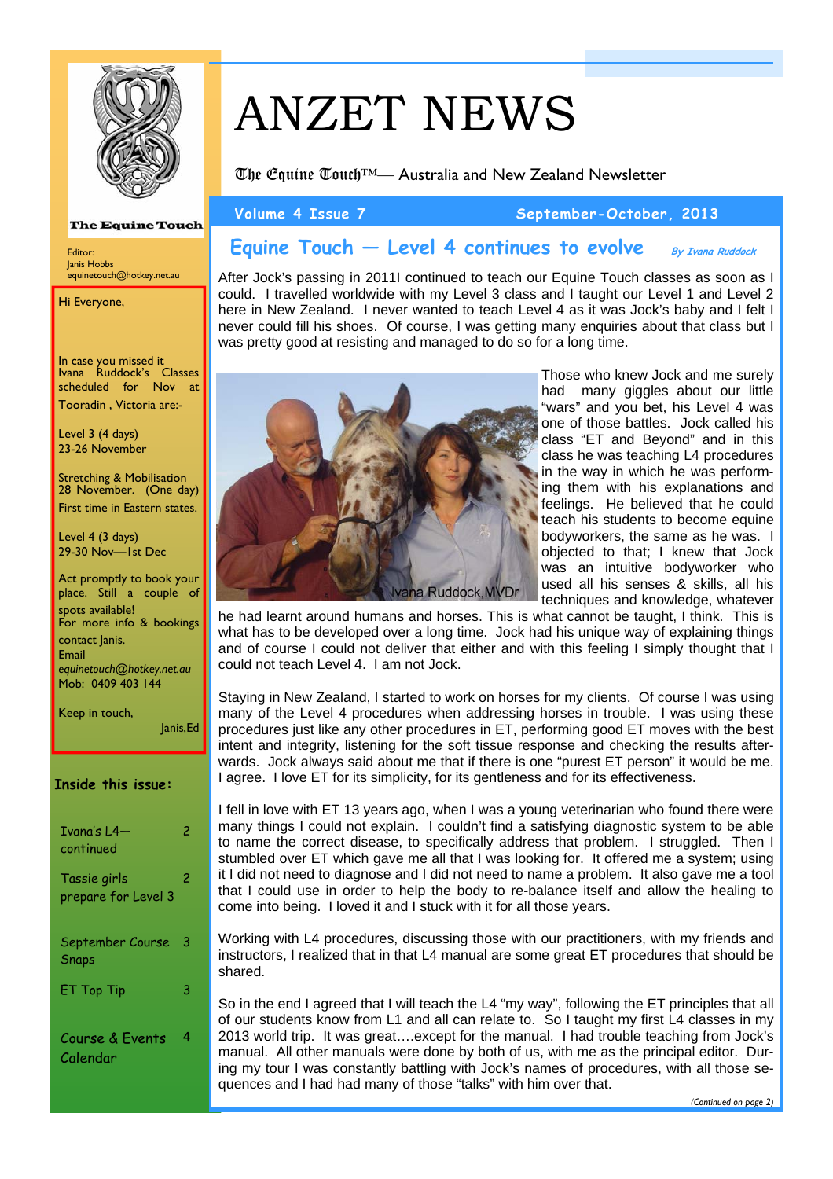# ANZET NEWS

The Equine Touch™— Australia and New Zealand Newsletter

Volume 4 Issue 7 — September-October, 2013

The Equine Touch

Editor:
Janis Hobbs
equinetouch@hotkey.net.au

Hi Everyone,

In case you missed it Ivana Ruddock's Classes scheduled for Nov at Tooradin , Victoria are:-

Level 3 (4 days)
23-26 November

Stretching & Mobilisation 28 November. (One day)
First time in Eastern states.

Level 4 (3 days)
29-30 Nov—1st Dec

Act promptly to book your place. Still a couple of spots available!
For more info & bookings contact Janis.
Email
*equinetouch@hotkey.net.au*
Mob: 0409 403 144

Keep in touch,

Janis,Ed

**Inside this issue:**

| | |
|---|---|
| Ivana's L4—continued | 2 |
| Tassie girls prepare for Level 3 | 2 |
| September Course Snaps | 3 |
| ET Top Tip | 3 |
| Course & Events Calendar | 4 |

## Equine Touch — Level 4 continues to evolve

*By Ivana Ruddock*

After Jock's passing in 2011I continued to teach our Equine Touch classes as soon as I could. I travelled worldwide with my Level 3 class and I taught our Level 1 and Level 2 here in New Zealand. I never wanted to teach Level 4 as it was Jock's baby and I felt I never could fill his shoes. Of course, I was getting many enquiries about that class but I was pretty good at resisting and managed to do so for a long time.

Ivana Ruddock, MVDr

Those who knew Jock and me surely had many giggles about our little "wars" and you bet, his Level 4 was one of those battles. Jock called his class "ET and Beyond" and in this class he was teaching L4 procedures in the way in which he was performing them with his explanations and feelings. He believed that he could teach his students to become equine bodyworkers, the same as he was. I objected to that; I knew that Jock was an intuitive bodyworker who used all his senses & skills, all his techniques and knowledge, whatever he had learnt around humans and horses. This is what cannot be taught, I think. This is what has to be developed over a long time. Jock had his unique way of explaining things and of course I could not deliver that either and with this feeling I simply thought that I could not teach Level 4. I am not Jock.

Staying in New Zealand, I started to work on horses for my clients. Of course I was using many of the Level 4 procedures when addressing horses in trouble. I was using these procedures just like any other procedures in ET, performing good ET moves with the best intent and integrity, listening for the soft tissue response and checking the results afterwards. Jock always said about me that if there is one "purest ET person" it would be me. I agree. I love ET for its simplicity, for its gentleness and for its effectiveness.

I fell in love with ET 13 years ago, when I was a young veterinarian who found there were many things I could not explain. I couldn't find a satisfying diagnostic system to be able to name the correct disease, to specifically address that problem. I struggled. Then I stumbled over ET which gave me all that I was looking for. It offered me a system; using it I did not need to diagnose and I did not need to name a problem. It also gave me a tool that I could use in order to help the body to re-balance itself and allow the healing to come into being. I loved it and I stuck with it for all those years.

Working with L4 procedures, discussing those with our practitioners, with my friends and instructors, I realized that in that L4 manual are some great ET procedures that should be shared.

So in the end I agreed that I will teach the L4 "my way", following the ET principles that all of our students know from L1 and all can relate to. So I taught my first L4 classes in my 2013 world trip. It was great….except for the manual. I had trouble teaching from Jock's manual. All other manuals were done by both of us, with me as the principal editor. During my tour I was constantly battling with Jock's names of procedures, with all those sequences and I had had many of those "talks" with him over that.

*(Continued on page 2)*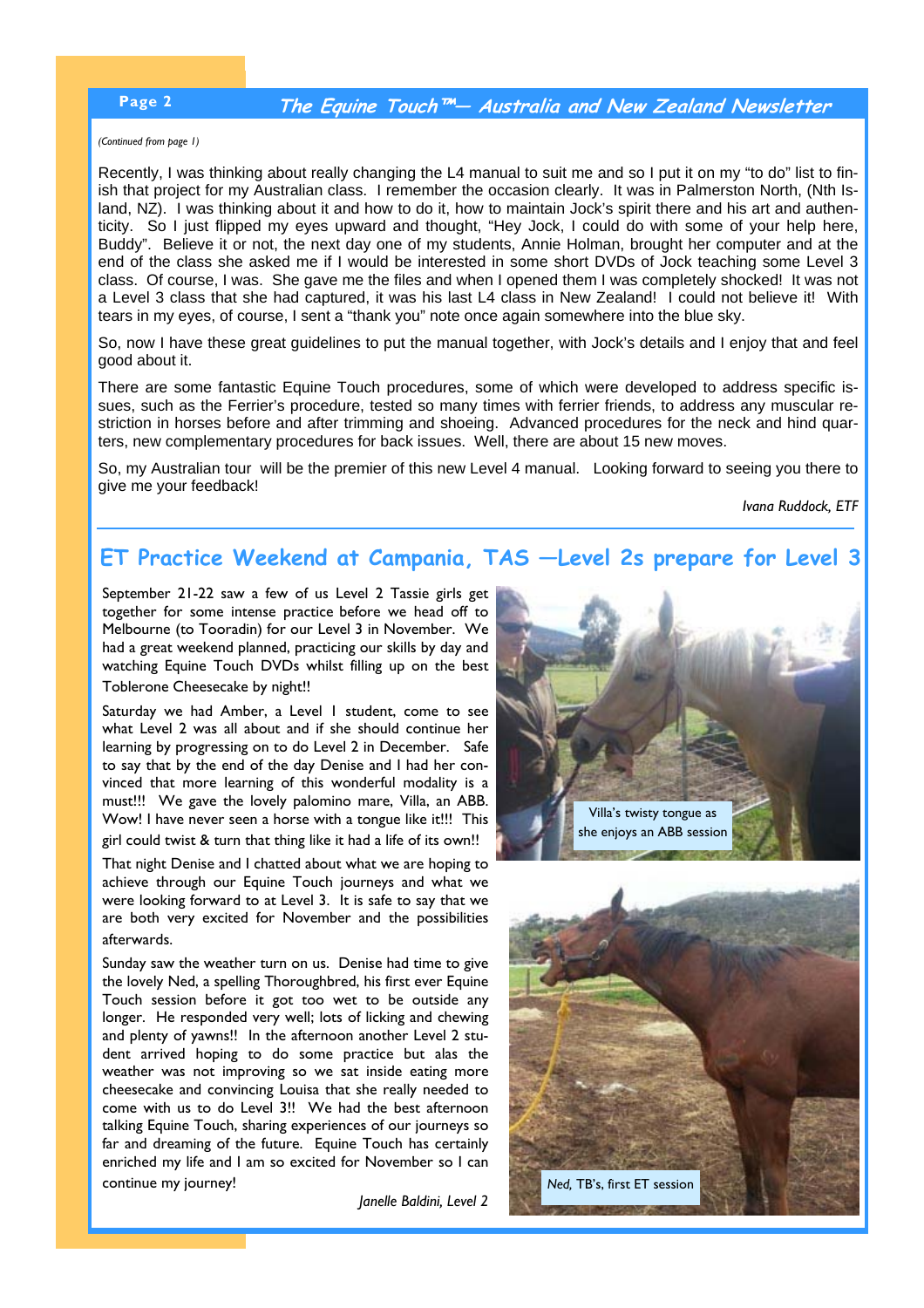*(Continued from page 1)*

Recently, I was thinking about really changing the L4 manual to suit me and so I put it on my "to do" list to finish that project for my Australian class. I remember the occasion clearly. It was in Palmerston North, (Nth Island, NZ). I was thinking about it and how to do it, how to maintain Jock's spirit there and his art and authenticity. So I just flipped my eyes upward and thought, "Hey Jock, I could do with some of your help here, Buddy". Believe it or not, the next day one of my students, Annie Holman, brought her computer and at the end of the class she asked me if I would be interested in some short DVDs of Jock teaching some Level 3 class. Of course, I was. She gave me the files and when I opened them I was completely shocked! It was not a Level 3 class that she had captured, it was his last L4 class in New Zealand! I could not believe it! With tears in my eyes, of course, I sent a "thank you" note once again somewhere into the blue sky.

So, now I have these great guidelines to put the manual together, with Jock's details and I enjoy that and feel good about it.

There are some fantastic Equine Touch procedures, some of which were developed to address specific issues, such as the Ferrier's procedure, tested so many times with ferrier friends, to address any muscular restriction in horses before and after trimming and shoeing. Advanced procedures for the neck and hind quarters, new complementary procedures for back issues. Well, there are about 15 new moves.

So, my Australian tour will be the premier of this new Level 4 manual. Looking forward to seeing you there to give me your feedback!

*Ivana Ruddock, ETF*

## ET Practice Weekend at Campania, TAS —Level 2s prepare for Level 3

September 21-22 saw a few of us Level 2 Tassie girls get together for some intense practice before we head off to Melbourne (to Tooradin) for our Level 3 in November. We had a great weekend planned, practicing our skills by day and watching Equine Touch DVDs whilst filling up on the best Toblerone Cheesecake by night!!

Saturday we had Amber, a Level 1 student, come to see what Level 2 was all about and if she should continue her learning by progressing on to do Level 2 in December. Safe to say that by the end of the day Denise and I had her convinced that more learning of this wonderful modality is a must!!! We gave the lovely palomino mare, Villa, an ABB. Wow! I have never seen a horse with a tongue like it!!! This girl could twist & turn that thing like it had a life of its own!!

That night Denise and I chatted about what we are hoping to achieve through our Equine Touch journeys and what we were looking forward to at Level 3. It is safe to say that we are both very excited for November and the possibilities afterwards.

Sunday saw the weather turn on us. Denise had time to give the lovely Ned, a spelling Thoroughbred, his first ever Equine Touch session before it got too wet to be outside any longer. He responded very well; lots of licking and chewing and plenty of yawns!! In the afternoon another Level 2 student arrived hoping to do some practice but alas the weather was not improving so we sat inside eating more cheesecake and convincing Louisa that she really needed to come with us to do Level 3!! We had the best afternoon talking Equine Touch, sharing experiences of our journeys so far and dreaming of the future. Equine Touch has certainly enriched my life and I am so excited for November so I can continue my journey!

*Janelle Baldini, Level 2*

Villa's twisty tongue as she enjoys an ABB session

*Ned,* TB's, first ET session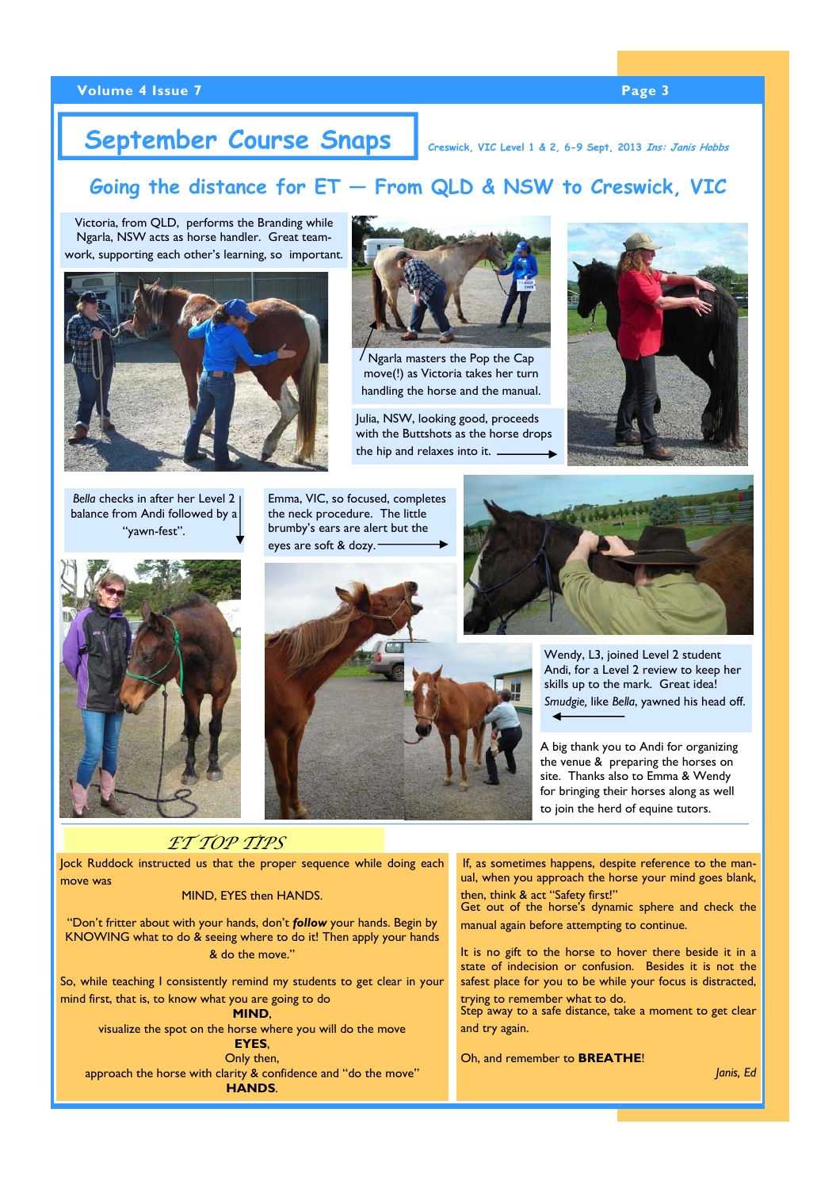# September Course Snaps

*Creswick, VIC Level 1 & 2, 6-9 Sept, 2013 Ins: Janis Hobbs*

## Going the distance for ET — From QLD & NSW to Creswick, VIC

Victoria, from QLD, performs the Branding while Ngarla, NSW acts as horse handler. Great team-work, supporting each other's learning, so important.

Ngarla masters the Pop the Cap move(!) as Victoria takes her turn handling the horse and the manual.

Julia, NSW, looking good, proceeds with the Buttshots as the horse drops the hip and relaxes into it.

*Bella* checks in after her Level 2 balance from Andi followed by a "yawn-fest".

Emma, VIC, so focused, completes the neck procedure. The little brumby's ears are alert but the eyes are soft & dozy.

Wendy, L3, joined Level 2 student Andi, for a Level 2 review to keep her skills up to the mark. Great idea! *Smudgie*, like *Bella*, yawned his head off.

A big thank you to Andi for organizing the venue & preparing the horses on site. Thanks also to Emma & Wendy for bringing their horses along as well to join the herd of equine tutors.

## *ET TOP TIPS*

Jock Ruddock instructed us that the proper sequence while doing each move was

MIND, EYES then HANDS.

"Don't fritter about with your hands, don't ***follow*** your hands. Begin by KNOWING what to do & seeing where to do it! Then apply your hands & do the move."

So, while teaching I consistently remind my students to get clear in your mind first, that is, to know what you are going to do

**MIND**,

visualize the spot on the horse where you will do the move

**EYES**,

Only then,

approach the horse with clarity & confidence and "do the move"

**HANDS**.

If, as sometimes happens, despite reference to the manual, when you approach the horse your mind goes blank, then, think & act "Safety first!"
Get out of the horse's dynamic sphere and check the manual again before attempting to continue.

It is no gift to the horse to hover there beside it in a state of indecision or confusion. Besides it is not the safest place for you to be while your focus is distracted, trying to remember what to do.
Step away to a safe distance, take a moment to get clear and try again.

Oh, and remember to **BREATHE**!

*Janis, Ed*